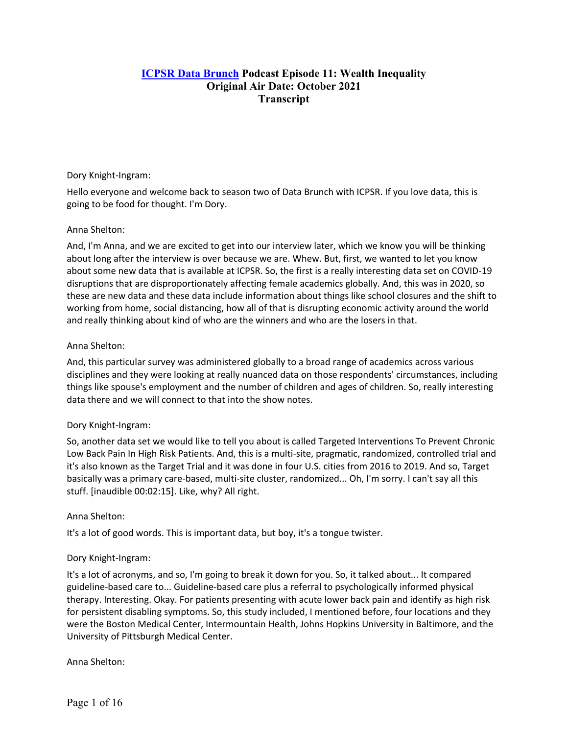# ICPSR Data Brunch Podcast Episode 11: Wealth Inequality
## Original Air Date: October 2021
## Transcript

Dory Knight-Ingram:

Hello everyone and welcome back to season two of Data Brunch with ICPSR. If you love data, this is going to be food for thought. I'm Dory.

Anna Shelton:

And, I'm Anna, and we are excited to get into our interview later, which we know you will be thinking about long after the interview is over because we are. Whew. But, first, we wanted to let you know about some new data that is available at ICPSR. So, the first is a really interesting data set on COVID-19 disruptions that are disproportionately affecting female academics globally. And, this was in 2020, so these are new data and these data include information about things like school closures and the shift to working from home, social distancing, how all of that is disrupting economic activity around the world and really thinking about kind of who are the winners and who are the losers in that.

Anna Shelton:

And, this particular survey was administered globally to a broad range of academics across various disciplines and they were looking at really nuanced data on those respondents' circumstances, including things like spouse's employment and the number of children and ages of children. So, really interesting data there and we will connect to that into the show notes.

Dory Knight-Ingram:

So, another data set we would like to tell you about is called Targeted Interventions To Prevent Chronic Low Back Pain In High Risk Patients. And, this is a multi-site, pragmatic, randomized, controlled trial and it's also known as the Target Trial and it was done in four U.S. cities from 2016 to 2019. And so, Target basically was a primary care-based, multi-site cluster, randomized... Oh, I'm sorry. I can't say all this stuff. [inaudible 00:02:15]. Like, why? All right.

Anna Shelton:

It's a lot of good words. This is important data, but boy, it's a tongue twister.

Dory Knight-Ingram:

It's a lot of acronyms, and so, I'm going to break it down for you. So, it talked about... It compared guideline-based care to... Guideline-based care plus a referral to psychologically informed physical therapy. Interesting. Okay. For patients presenting with acute lower back pain and identify as high risk for persistent disabling symptoms. So, this study included, I mentioned before, four locations and they were the Boston Medical Center, Intermountain Health, Johns Hopkins University in Baltimore, and the University of Pittsburgh Medical Center.

Anna Shelton: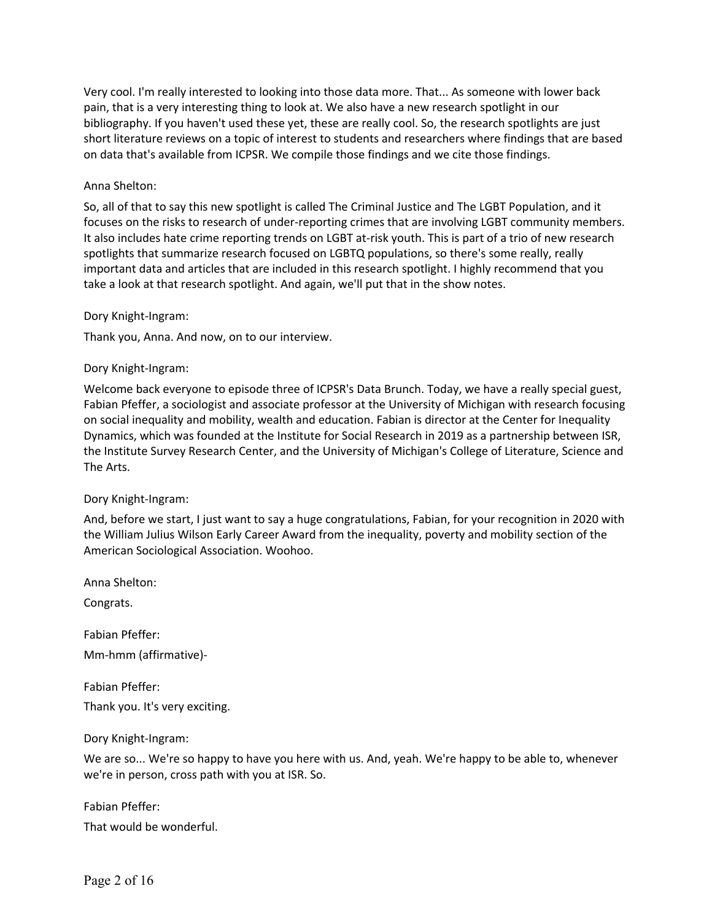Very cool. I'm really interested to looking into those data more. That... As someone with lower back pain, that is a very interesting thing to look at. We also have a new research spotlight in our bibliography. If you haven't used these yet, these are really cool. So, the research spotlights are just short literature reviews on a topic of interest to students and researchers where findings that are based on data that's available from ICPSR. We compile those findings and we cite those findings.

Anna Shelton:

So, all of that to say this new spotlight is called The Criminal Justice and The LGBT Population, and it focuses on the risks to research of under-reporting crimes that are involving LGBT community members. It also includes hate crime reporting trends on LGBT at-risk youth. This is part of a trio of new research spotlights that summarize research focused on LGBTQ populations, so there's some really, really important data and articles that are included in this research spotlight. I highly recommend that you take a look at that research spotlight. And again, we'll put that in the show notes.

Dory Knight-Ingram:

Thank you, Anna. And now, on to our interview.

Dory Knight-Ingram:

Welcome back everyone to episode three of ICPSR's Data Brunch. Today, we have a really special guest, Fabian Pfeffer, a sociologist and associate professor at the University of Michigan with research focusing on social inequality and mobility, wealth and education. Fabian is director at the Center for Inequality Dynamics, which was founded at the Institute for Social Research in 2019 as a partnership between ISR, the Institute Survey Research Center, and the University of Michigan's College of Literature, Science and The Arts.

Dory Knight-Ingram:

And, before we start, I just want to say a huge congratulations, Fabian, for your recognition in 2020 with the William Julius Wilson Early Career Award from the inequality, poverty and mobility section of the American Sociological Association. Woohoo.

Anna Shelton:

Congrats.

Fabian Pfeffer:

Mm-hmm (affirmative)-

Fabian Pfeffer:

Thank you. It's very exciting.

Dory Knight-Ingram:

We are so... We're so happy to have you here with us. And, yeah. We're happy to be able to, whenever we're in person, cross path with you at ISR. So.

Fabian Pfeffer:

That would be wonderful.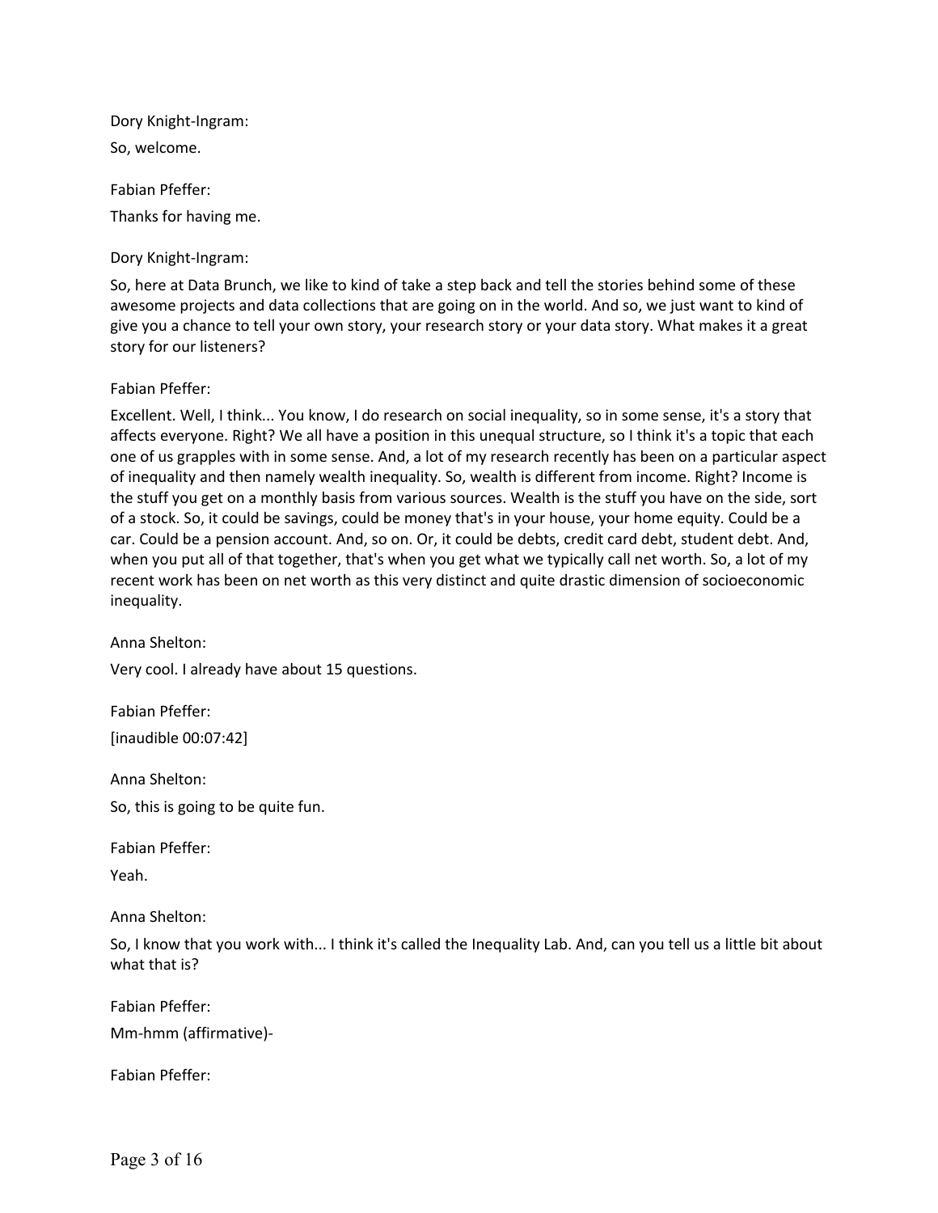Dory Knight-Ingram:

So, welcome.

Fabian Pfeffer:

Thanks for having me.

Dory Knight-Ingram:

So, here at Data Brunch, we like to kind of take a step back and tell the stories behind some of these awesome projects and data collections that are going on in the world. And so, we just want to kind of give you a chance to tell your own story, your research story or your data story. What makes it a great story for our listeners?

Fabian Pfeffer:

Excellent. Well, I think... You know, I do research on social inequality, so in some sense, it's a story that affects everyone. Right? We all have a position in this unequal structure, so I think it's a topic that each one of us grapples with in some sense. And, a lot of my research recently has been on a particular aspect of inequality and then namely wealth inequality. So, wealth is different from income. Right? Income is the stuff you get on a monthly basis from various sources. Wealth is the stuff you have on the side, sort of a stock. So, it could be savings, could be money that's in your house, your home equity. Could be a car. Could be a pension account. And, so on. Or, it could be debts, credit card debt, student debt. And, when you put all of that together, that's when you get what we typically call net worth. So, a lot of my recent work has been on net worth as this very distinct and quite drastic dimension of socioeconomic inequality.

Anna Shelton:

Very cool. I already have about 15 questions.

Fabian Pfeffer:

[inaudible 00:07:42]

Anna Shelton:

So, this is going to be quite fun.

Fabian Pfeffer:

Yeah.

Anna Shelton:

So, I know that you work with... I think it's called the Inequality Lab. And, can you tell us a little bit about what that is?

Fabian Pfeffer:

Mm-hmm (affirmative)-

Fabian Pfeffer: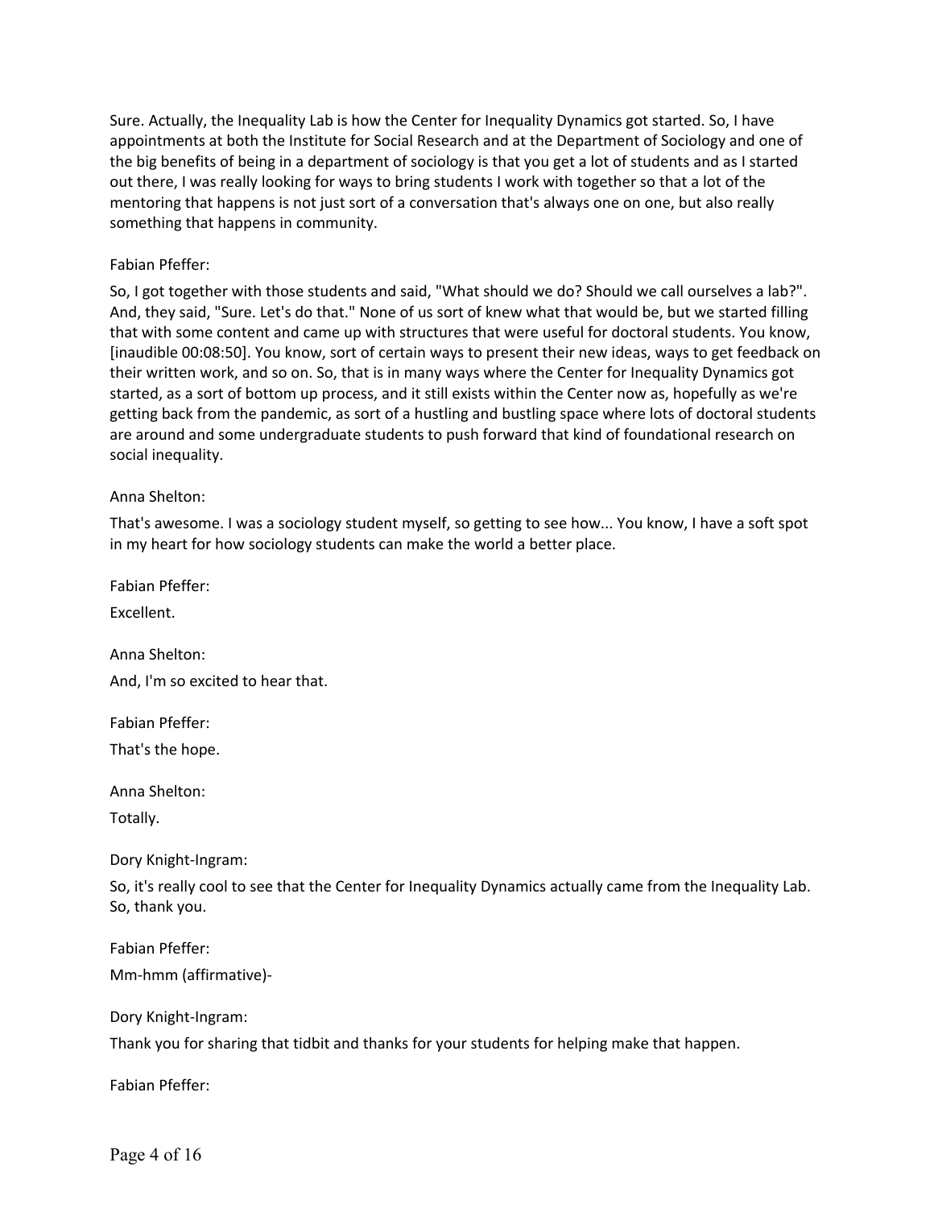Sure. Actually, the Inequality Lab is how the Center for Inequality Dynamics got started. So, I have appointments at both the Institute for Social Research and at the Department of Sociology and one of the big benefits of being in a department of sociology is that you get a lot of students and as I started out there, I was really looking for ways to bring students I work with together so that a lot of the mentoring that happens is not just sort of a conversation that's always one on one, but also really something that happens in community.

Fabian Pfeffer:

So, I got together with those students and said, "What should we do? Should we call ourselves a lab?". And, they said, "Sure. Let's do that." None of us sort of knew what that would be, but we started filling that with some content and came up with structures that were useful for doctoral students. You know, [inaudible 00:08:50]. You know, sort of certain ways to present their new ideas, ways to get feedback on their written work, and so on. So, that is in many ways where the Center for Inequality Dynamics got started, as a sort of bottom up process, and it still exists within the Center now as, hopefully as we're getting back from the pandemic, as sort of a hustling and bustling space where lots of doctoral students are around and some undergraduate students to push forward that kind of foundational research on social inequality.

Anna Shelton:

That's awesome. I was a sociology student myself, so getting to see how... You know, I have a soft spot in my heart for how sociology students can make the world a better place.

Fabian Pfeffer:

Excellent.

Anna Shelton:

And, I'm so excited to hear that.

Fabian Pfeffer:

That's the hope.

Anna Shelton:

Totally.

Dory Knight-Ingram:

So, it's really cool to see that the Center for Inequality Dynamics actually came from the Inequality Lab. So, thank you.

Fabian Pfeffer:

Mm-hmm (affirmative)-

Dory Knight-Ingram:

Thank you for sharing that tidbit and thanks for your students for helping make that happen.

Fabian Pfeffer: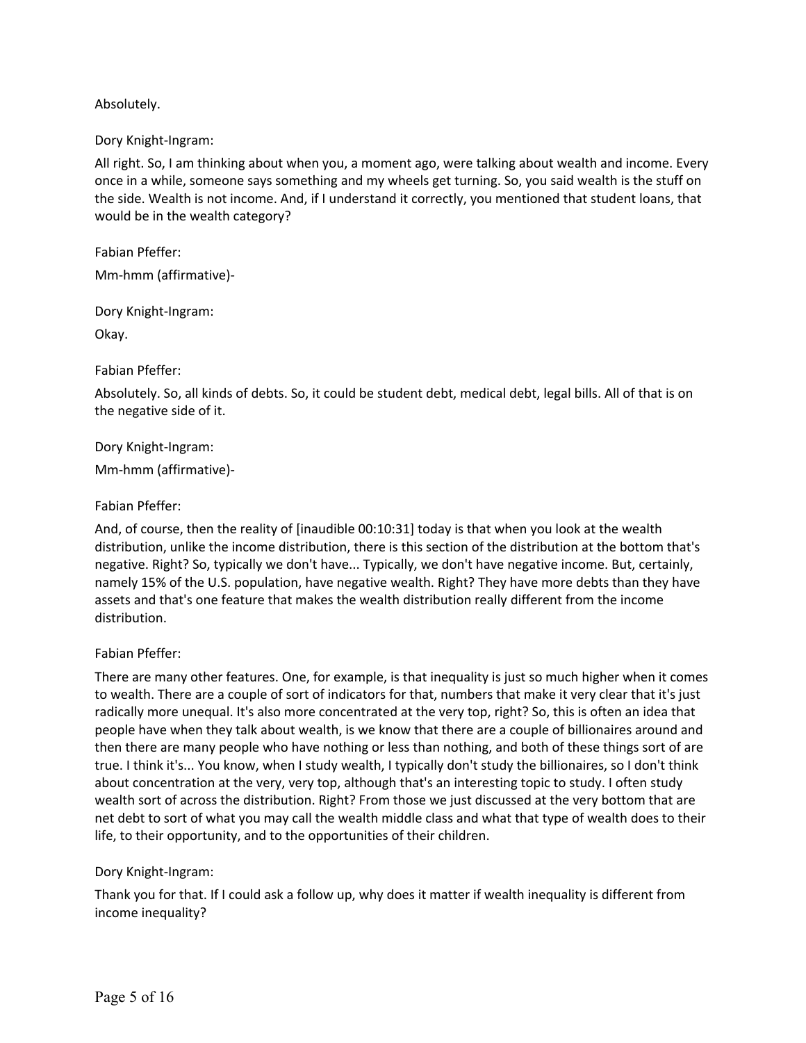Absolutely.

Dory Knight-Ingram:

All right. So, I am thinking about when you, a moment ago, were talking about wealth and income. Every once in a while, someone says something and my wheels get turning. So, you said wealth is the stuff on the side. Wealth is not income. And, if I understand it correctly, you mentioned that student loans, that would be in the wealth category?

Fabian Pfeffer:

Mm-hmm (affirmative)-

Dory Knight-Ingram:

Okay.

Fabian Pfeffer:

Absolutely. So, all kinds of debts. So, it could be student debt, medical debt, legal bills. All of that is on the negative side of it.

Dory Knight-Ingram:

Mm-hmm (affirmative)-

Fabian Pfeffer:

And, of course, then the reality of [inaudible 00:10:31] today is that when you look at the wealth distribution, unlike the income distribution, there is this section of the distribution at the bottom that's negative. Right? So, typically we don't have... Typically, we don't have negative income. But, certainly, namely 15% of the U.S. population, have negative wealth. Right? They have more debts than they have assets and that's one feature that makes the wealth distribution really different from the income distribution.

Fabian Pfeffer:

There are many other features. One, for example, is that inequality is just so much higher when it comes to wealth. There are a couple of sort of indicators for that, numbers that make it very clear that it's just radically more unequal. It's also more concentrated at the very top, right? So, this is often an idea that people have when they talk about wealth, is we know that there are a couple of billionaires around and then there are many people who have nothing or less than nothing, and both of these things sort of are true. I think it's... You know, when I study wealth, I typically don't study the billionaires, so I don't think about concentration at the very, very top, although that's an interesting topic to study. I often study wealth sort of across the distribution. Right? From those we just discussed at the very bottom that are net debt to sort of what you may call the wealth middle class and what that type of wealth does to their life, to their opportunity, and to the opportunities of their children.

Dory Knight-Ingram:

Thank you for that. If I could ask a follow up, why does it matter if wealth inequality is different from income inequality?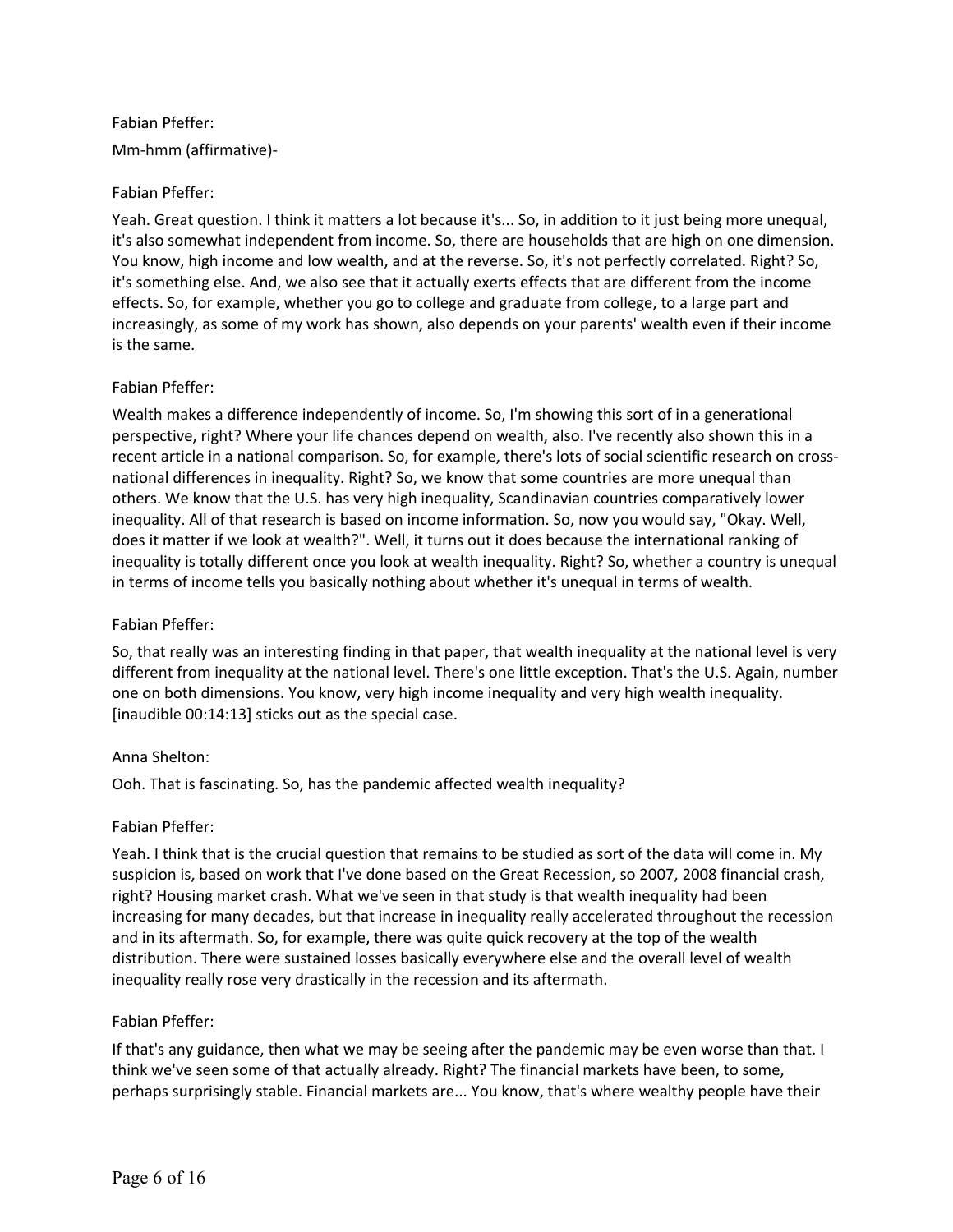Fabian Pfeffer:

Mm-hmm (affirmative)-

Fabian Pfeffer:

Yeah. Great question. I think it matters a lot because it's... So, in addition to it just being more unequal, it's also somewhat independent from income. So, there are households that are high on one dimension. You know, high income and low wealth, and at the reverse. So, it's not perfectly correlated. Right? So, it's something else. And, we also see that it actually exerts effects that are different from the income effects. So, for example, whether you go to college and graduate from college, to a large part and increasingly, as some of my work has shown, also depends on your parents' wealth even if their income is the same.

Fabian Pfeffer:

Wealth makes a difference independently of income. So, I'm showing this sort of in a generational perspective, right? Where your life chances depend on wealth, also. I've recently also shown this in a recent article in a national comparison. So, for example, there's lots of social scientific research on cross-national differences in inequality. Right? So, we know that some countries are more unequal than others. We know that the U.S. has very high inequality, Scandinavian countries comparatively lower inequality. All of that research is based on income information. So, now you would say, "Okay. Well, does it matter if we look at wealth?". Well, it turns out it does because the international ranking of inequality is totally different once you look at wealth inequality. Right? So, whether a country is unequal in terms of income tells you basically nothing about whether it's unequal in terms of wealth.

Fabian Pfeffer:

So, that really was an interesting finding in that paper, that wealth inequality at the national level is very different from inequality at the national level. There's one little exception. That's the U.S. Again, number one on both dimensions. You know, very high income inequality and very high wealth inequality. [inaudible 00:14:13] sticks out as the special case.

Anna Shelton:

Ooh. That is fascinating. So, has the pandemic affected wealth inequality?

Fabian Pfeffer:

Yeah. I think that is the crucial question that remains to be studied as sort of the data will come in. My suspicion is, based on work that I've done based on the Great Recession, so 2007, 2008 financial crash, right? Housing market crash. What we've seen in that study is that wealth inequality had been increasing for many decades, but that increase in inequality really accelerated throughout the recession and in its aftermath. So, for example, there was quite quick recovery at the top of the wealth distribution. There were sustained losses basically everywhere else and the overall level of wealth inequality really rose very drastically in the recession and its aftermath.

Fabian Pfeffer:

If that's any guidance, then what we may be seeing after the pandemic may be even worse than that. I think we've seen some of that actually already. Right? The financial markets have been, to some, perhaps surprisingly stable. Financial markets are... You know, that's where wealthy people have their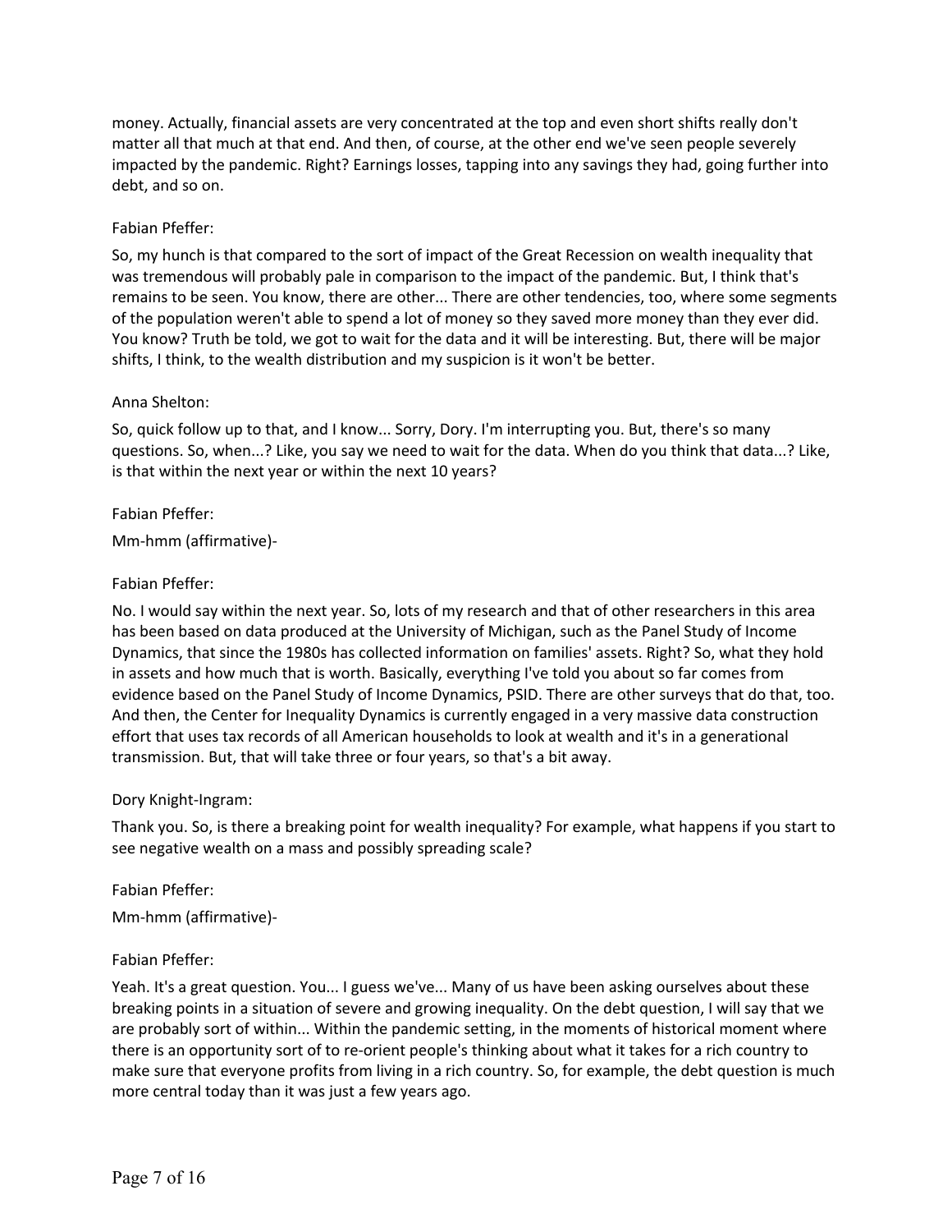money. Actually, financial assets are very concentrated at the top and even short shifts really don't matter all that much at that end. And then, of course, at the other end we've seen people severely impacted by the pandemic. Right? Earnings losses, tapping into any savings they had, going further into debt, and so on.

Fabian Pfeffer:

So, my hunch is that compared to the sort of impact of the Great Recession on wealth inequality that was tremendous will probably pale in comparison to the impact of the pandemic. But, I think that's remains to be seen. You know, there are other... There are other tendencies, too, where some segments of the population weren't able to spend a lot of money so they saved more money than they ever did. You know? Truth be told, we got to wait for the data and it will be interesting. But, there will be major shifts, I think, to the wealth distribution and my suspicion is it won't be better.

Anna Shelton:

So, quick follow up to that, and I know... Sorry, Dory. I'm interrupting you. But, there's so many questions. So, when...? Like, you say we need to wait for the data. When do you think that data...? Like, is that within the next year or within the next 10 years?

Fabian Pfeffer:

Mm-hmm (affirmative)-

Fabian Pfeffer:

No. I would say within the next year. So, lots of my research and that of other researchers in this area has been based on data produced at the University of Michigan, such as the Panel Study of Income Dynamics, that since the 1980s has collected information on families' assets. Right? So, what they hold in assets and how much that is worth. Basically, everything I've told you about so far comes from evidence based on the Panel Study of Income Dynamics, PSID. There are other surveys that do that, too. And then, the Center for Inequality Dynamics is currently engaged in a very massive data construction effort that uses tax records of all American households to look at wealth and it's in a generational transmission. But, that will take three or four years, so that's a bit away.

Dory Knight-Ingram:

Thank you. So, is there a breaking point for wealth inequality? For example, what happens if you start to see negative wealth on a mass and possibly spreading scale?

Fabian Pfeffer:

Mm-hmm (affirmative)-

Fabian Pfeffer:

Yeah. It's a great question. You... I guess we've... Many of us have been asking ourselves about these breaking points in a situation of severe and growing inequality. On the debt question, I will say that we are probably sort of within... Within the pandemic setting, in the moments of historical moment where there is an opportunity sort of to re-orient people's thinking about what it takes for a rich country to make sure that everyone profits from living in a rich country. So, for example, the debt question is much more central today than it was just a few years ago.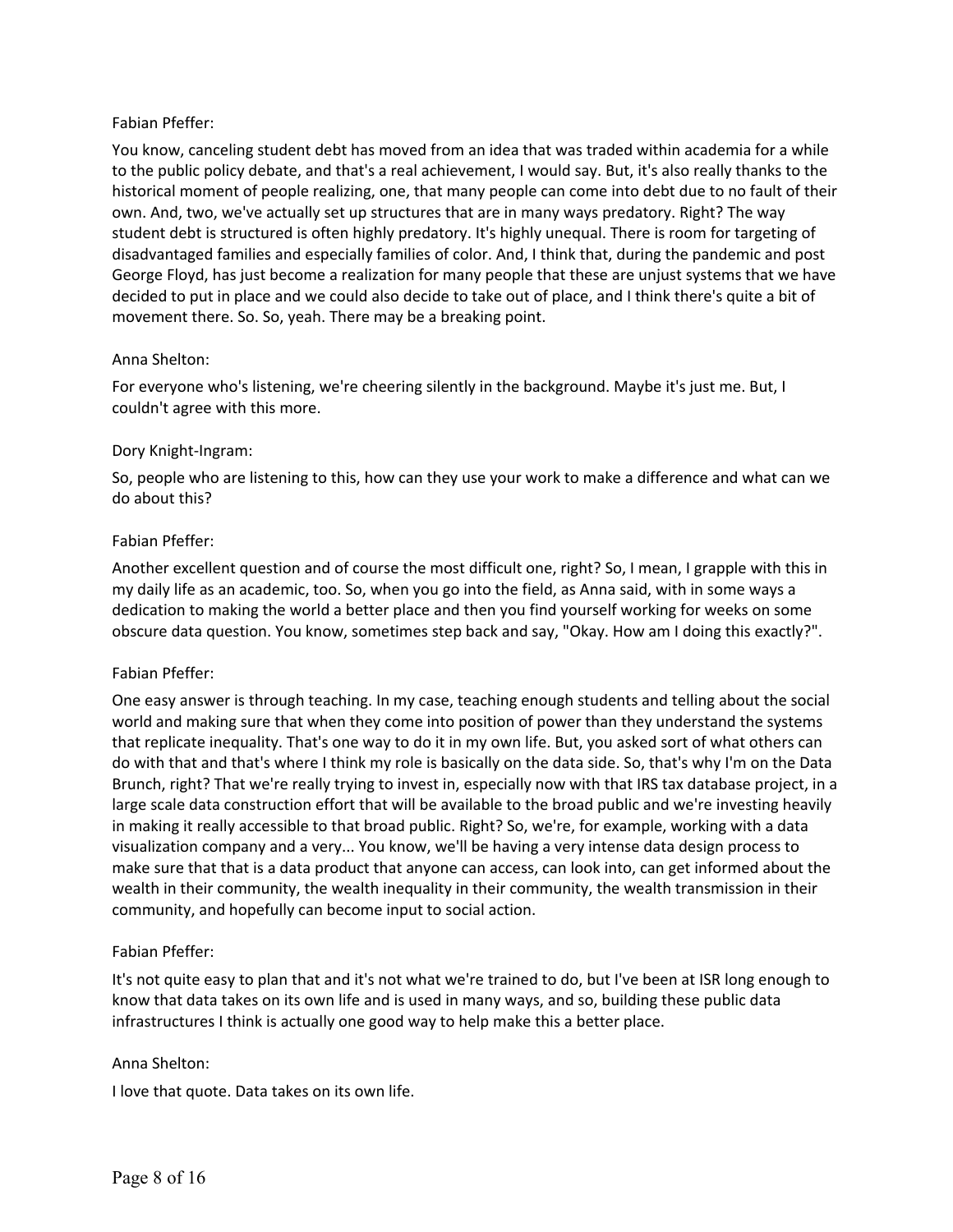Fabian Pfeffer:

You know, canceling student debt has moved from an idea that was traded within academia for a while to the public policy debate, and that's a real achievement, I would say. But, it's also really thanks to the historical moment of people realizing, one, that many people can come into debt due to no fault of their own. And, two, we've actually set up structures that are in many ways predatory. Right? The way student debt is structured is often highly predatory. It's highly unequal. There is room for targeting of disadvantaged families and especially families of color. And, I think that, during the pandemic and post George Floyd, has just become a realization for many people that these are unjust systems that we have decided to put in place and we could also decide to take out of place, and I think there's quite a bit of movement there. So. So, yeah. There may be a breaking point.

Anna Shelton:

For everyone who's listening, we're cheering silently in the background. Maybe it's just me. But, I couldn't agree with this more.

Dory Knight-Ingram:

So, people who are listening to this, how can they use your work to make a difference and what can we do about this?

Fabian Pfeffer:

Another excellent question and of course the most difficult one, right? So, I mean, I grapple with this in my daily life as an academic, too. So, when you go into the field, as Anna said, with in some ways a dedication to making the world a better place and then you find yourself working for weeks on some obscure data question. You know, sometimes step back and say, "Okay. How am I doing this exactly?".

Fabian Pfeffer:

One easy answer is through teaching. In my case, teaching enough students and telling about the social world and making sure that when they come into position of power than they understand the systems that replicate inequality. That's one way to do it in my own life. But, you asked sort of what others can do with that and that's where I think my role is basically on the data side. So, that's why I'm on the Data Brunch, right? That we're really trying to invest in, especially now with that IRS tax database project, in a large scale data construction effort that will be available to the broad public and we're investing heavily in making it really accessible to that broad public. Right? So, we're, for example, working with a data visualization company and a very... You know, we'll be having a very intense data design process to make sure that that is a data product that anyone can access, can look into, can get informed about the wealth in their community, the wealth inequality in their community, the wealth transmission in their community, and hopefully can become input to social action.

Fabian Pfeffer:

It's not quite easy to plan that and it's not what we're trained to do, but I've been at ISR long enough to know that data takes on its own life and is used in many ways, and so, building these public data infrastructures I think is actually one good way to help make this a better place.

Anna Shelton:

I love that quote. Data takes on its own life.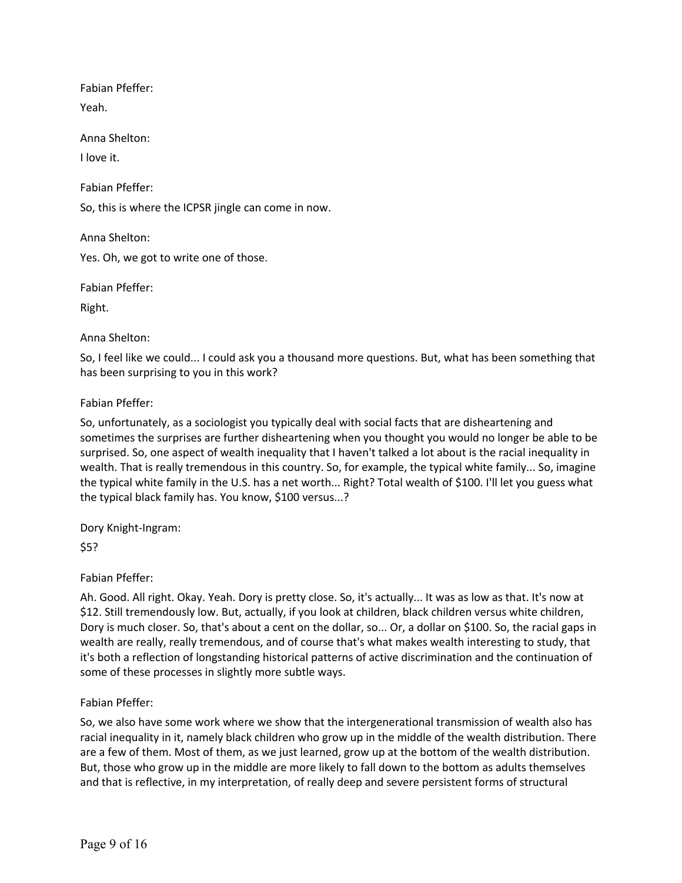Fabian Pfeffer:

Yeah.

Anna Shelton:

I love it.

Fabian Pfeffer:

So, this is where the ICPSR jingle can come in now.

Anna Shelton:

Yes. Oh, we got to write one of those.

Fabian Pfeffer:

Right.

Anna Shelton:

So, I feel like we could... I could ask you a thousand more questions. But, what has been something that has been surprising to you in this work?

Fabian Pfeffer:

So, unfortunately, as a sociologist you typically deal with social facts that are disheartening and sometimes the surprises are further disheartening when you thought you would no longer be able to be surprised. So, one aspect of wealth inequality that I haven't talked a lot about is the racial inequality in wealth. That is really tremendous in this country. So, for example, the typical white family... So, imagine the typical white family in the U.S. has a net worth... Right? Total wealth of $100. I'll let you guess what the typical black family has. You know, $100 versus...?

Dory Knight-Ingram:

$5?

Fabian Pfeffer:

Ah. Good. All right. Okay. Yeah. Dory is pretty close. So, it's actually... It was as low as that. It's now at $12. Still tremendously low. But, actually, if you look at children, black children versus white children, Dory is much closer. So, that's about a cent on the dollar, so... Or, a dollar on $100. So, the racial gaps in wealth are really, really tremendous, and of course that's what makes wealth interesting to study, that it's both a reflection of longstanding historical patterns of active discrimination and the continuation of some of these processes in slightly more subtle ways.

Fabian Pfeffer:

So, we also have some work where we show that the intergenerational transmission of wealth also has racial inequality in it, namely black children who grow up in the middle of the wealth distribution. There are a few of them. Most of them, as we just learned, grow up at the bottom of the wealth distribution. But, those who grow up in the middle are more likely to fall down to the bottom as adults themselves and that is reflective, in my interpretation, of really deep and severe persistent forms of structural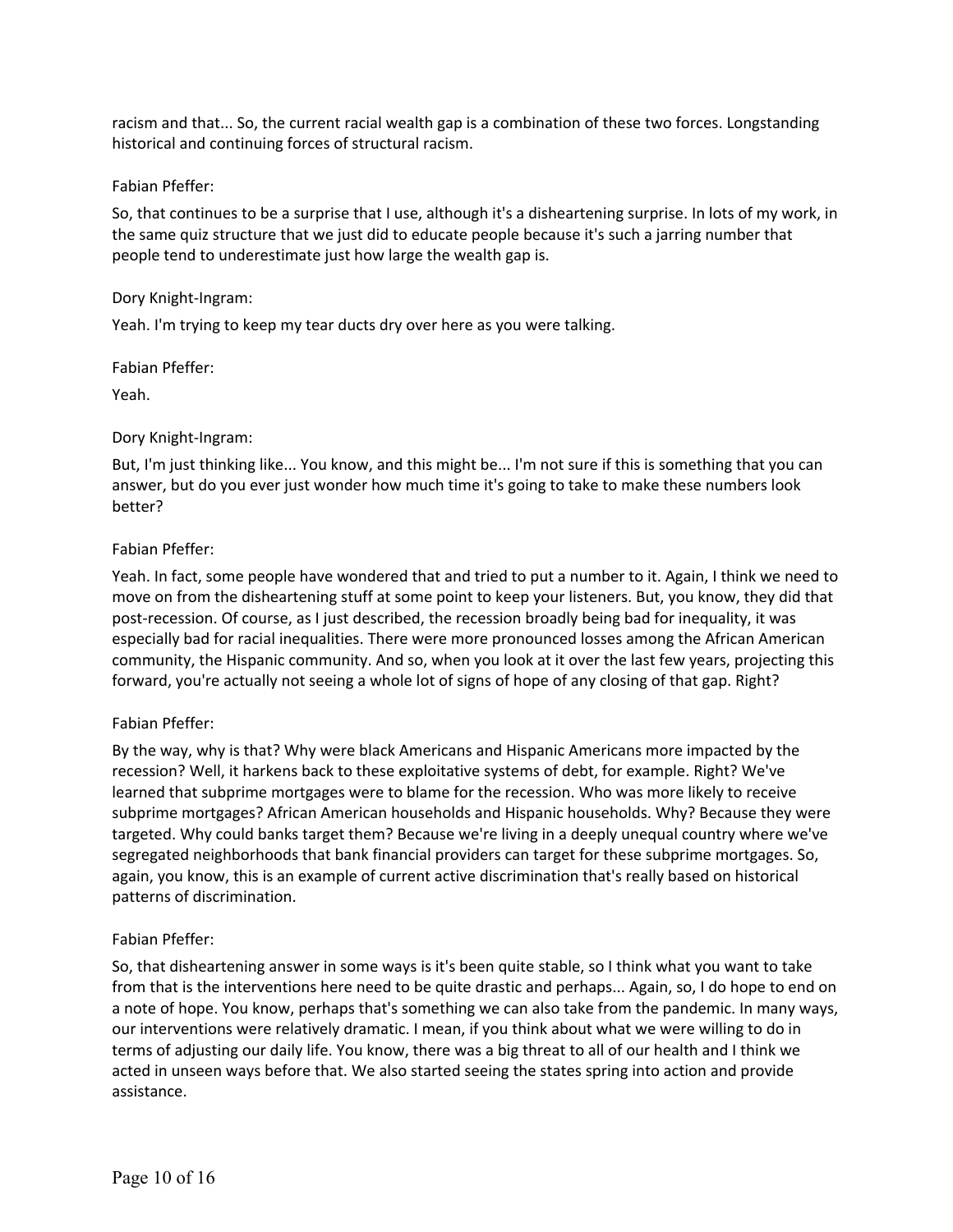racism and that... So, the current racial wealth gap is a combination of these two forces. Longstanding historical and continuing forces of structural racism.

Fabian Pfeffer:

So, that continues to be a surprise that I use, although it's a disheartening surprise. In lots of my work, in the same quiz structure that we just did to educate people because it's such a jarring number that people tend to underestimate just how large the wealth gap is.

Dory Knight-Ingram:

Yeah. I'm trying to keep my tear ducts dry over here as you were talking.

Fabian Pfeffer:

Yeah.

Dory Knight-Ingram:

But, I'm just thinking like... You know, and this might be... I'm not sure if this is something that you can answer, but do you ever just wonder how much time it's going to take to make these numbers look better?

Fabian Pfeffer:

Yeah. In fact, some people have wondered that and tried to put a number to it. Again, I think we need to move on from the disheartening stuff at some point to keep your listeners. But, you know, they did that post-recession. Of course, as I just described, the recession broadly being bad for inequality, it was especially bad for racial inequalities. There were more pronounced losses among the African American community, the Hispanic community. And so, when you look at it over the last few years, projecting this forward, you're actually not seeing a whole lot of signs of hope of any closing of that gap. Right?

Fabian Pfeffer:

By the way, why is that? Why were black Americans and Hispanic Americans more impacted by the recession? Well, it harkens back to these exploitative systems of debt, for example. Right? We've learned that subprime mortgages were to blame for the recession. Who was more likely to receive subprime mortgages? African American households and Hispanic households. Why? Because they were targeted. Why could banks target them? Because we're living in a deeply unequal country where we've segregated neighborhoods that bank financial providers can target for these subprime mortgages. So, again, you know, this is an example of current active discrimination that's really based on historical patterns of discrimination.

Fabian Pfeffer:

So, that disheartening answer in some ways is it's been quite stable, so I think what you want to take from that is the interventions here need to be quite drastic and perhaps... Again, so, I do hope to end on a note of hope. You know, perhaps that's something we can also take from the pandemic. In many ways, our interventions were relatively dramatic. I mean, if you think about what we were willing to do in terms of adjusting our daily life. You know, there was a big threat to all of our health and I think we acted in unseen ways before that. We also started seeing the states spring into action and provide assistance.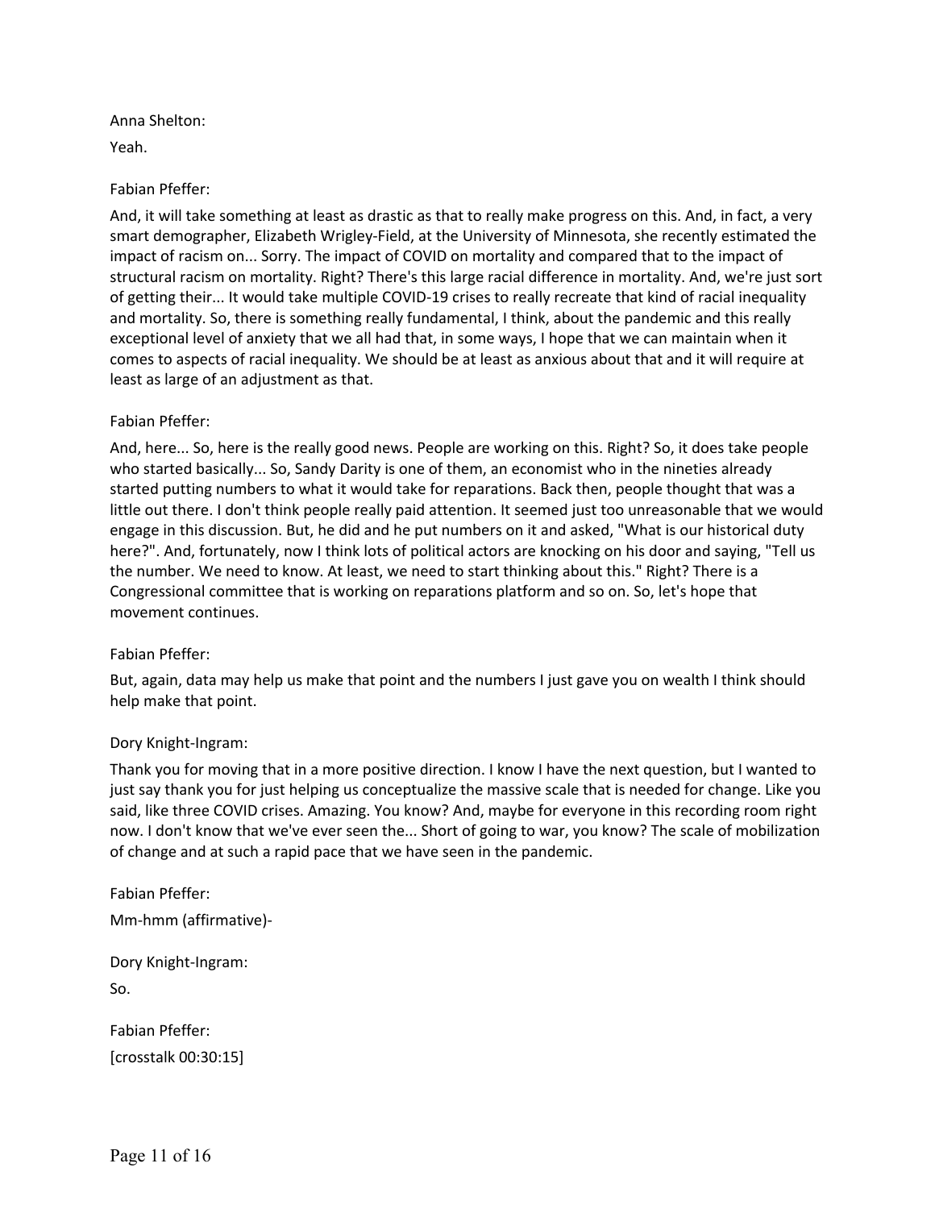Anna Shelton:

Yeah.

Fabian Pfeffer:

And, it will take something at least as drastic as that to really make progress on this. And, in fact, a very smart demographer, Elizabeth Wrigley-Field, at the University of Minnesota, she recently estimated the impact of racism on... Sorry. The impact of COVID on mortality and compared that to the impact of structural racism on mortality. Right? There's this large racial difference in mortality. And, we're just sort of getting their... It would take multiple COVID-19 crises to really recreate that kind of racial inequality and mortality. So, there is something really fundamental, I think, about the pandemic and this really exceptional level of anxiety that we all had that, in some ways, I hope that we can maintain when it comes to aspects of racial inequality. We should be at least as anxious about that and it will require at least as large of an adjustment as that.

Fabian Pfeffer:

And, here... So, here is the really good news. People are working on this. Right? So, it does take people who started basically... So, Sandy Darity is one of them, an economist who in the nineties already started putting numbers to what it would take for reparations. Back then, people thought that was a little out there. I don't think people really paid attention. It seemed just too unreasonable that we would engage in this discussion. But, he did and he put numbers on it and asked, "What is our historical duty here?". And, fortunately, now I think lots of political actors are knocking on his door and saying, "Tell us the number. We need to know. At least, we need to start thinking about this." Right? There is a Congressional committee that is working on reparations platform and so on. So, let's hope that movement continues.

Fabian Pfeffer:

But, again, data may help us make that point and the numbers I just gave you on wealth I think should help make that point.

Dory Knight-Ingram:

Thank you for moving that in a more positive direction. I know I have the next question, but I wanted to just say thank you for just helping us conceptualize the massive scale that is needed for change. Like you said, like three COVID crises. Amazing. You know? And, maybe for everyone in this recording room right now. I don't know that we've ever seen the... Short of going to war, you know? The scale of mobilization of change and at such a rapid pace that we have seen in the pandemic.

Fabian Pfeffer:

Mm-hmm (affirmative)-

Dory Knight-Ingram:

So.

Fabian Pfeffer:

[crosstalk 00:30:15]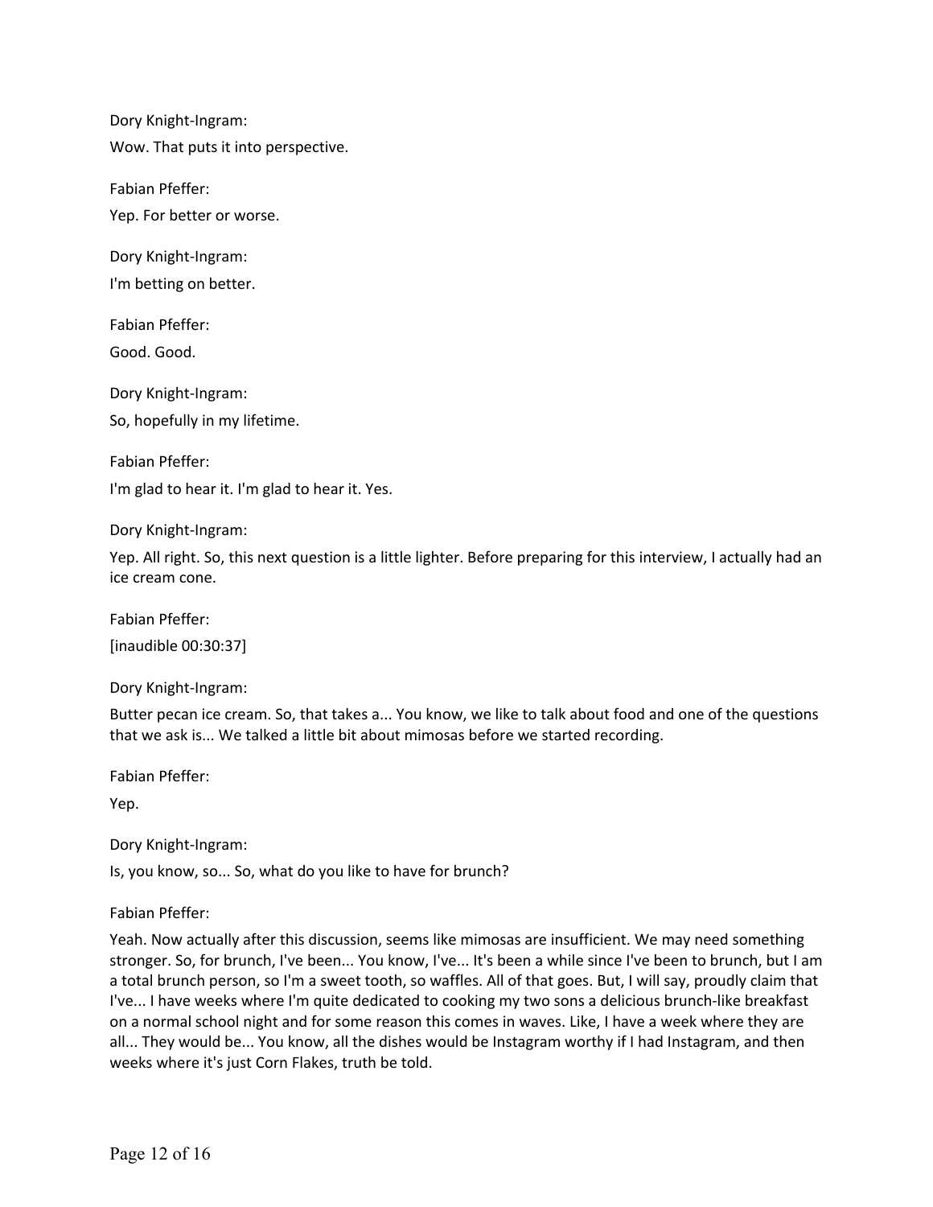Dory Knight-Ingram:

Wow. That puts it into perspective.

Fabian Pfeffer:

Yep. For better or worse.

Dory Knight-Ingram:

I'm betting on better.

Fabian Pfeffer:

Good. Good.

Dory Knight-Ingram:

So, hopefully in my lifetime.

Fabian Pfeffer:

I'm glad to hear it. I'm glad to hear it. Yes.

Dory Knight-Ingram:

Yep. All right. So, this next question is a little lighter. Before preparing for this interview, I actually had an ice cream cone.

Fabian Pfeffer:

[inaudible 00:30:37]

Dory Knight-Ingram:

Butter pecan ice cream. So, that takes a... You know, we like to talk about food and one of the questions that we ask is... We talked a little bit about mimosas before we started recording.

Fabian Pfeffer:

Yep.

Dory Knight-Ingram:

Is, you know, so... So, what do you like to have for brunch?

Fabian Pfeffer:

Yeah. Now actually after this discussion, seems like mimosas are insufficient. We may need something stronger. So, for brunch, I've been... You know, I've... It's been a while since I've been to brunch, but I am a total brunch person, so I'm a sweet tooth, so waffles. All of that goes. But, I will say, proudly claim that I've... I have weeks where I'm quite dedicated to cooking my two sons a delicious brunch-like breakfast on a normal school night and for some reason this comes in waves. Like, I have a week where they are all... They would be... You know, all the dishes would be Instagram worthy if I had Instagram, and then weeks where it's just Corn Flakes, truth be told.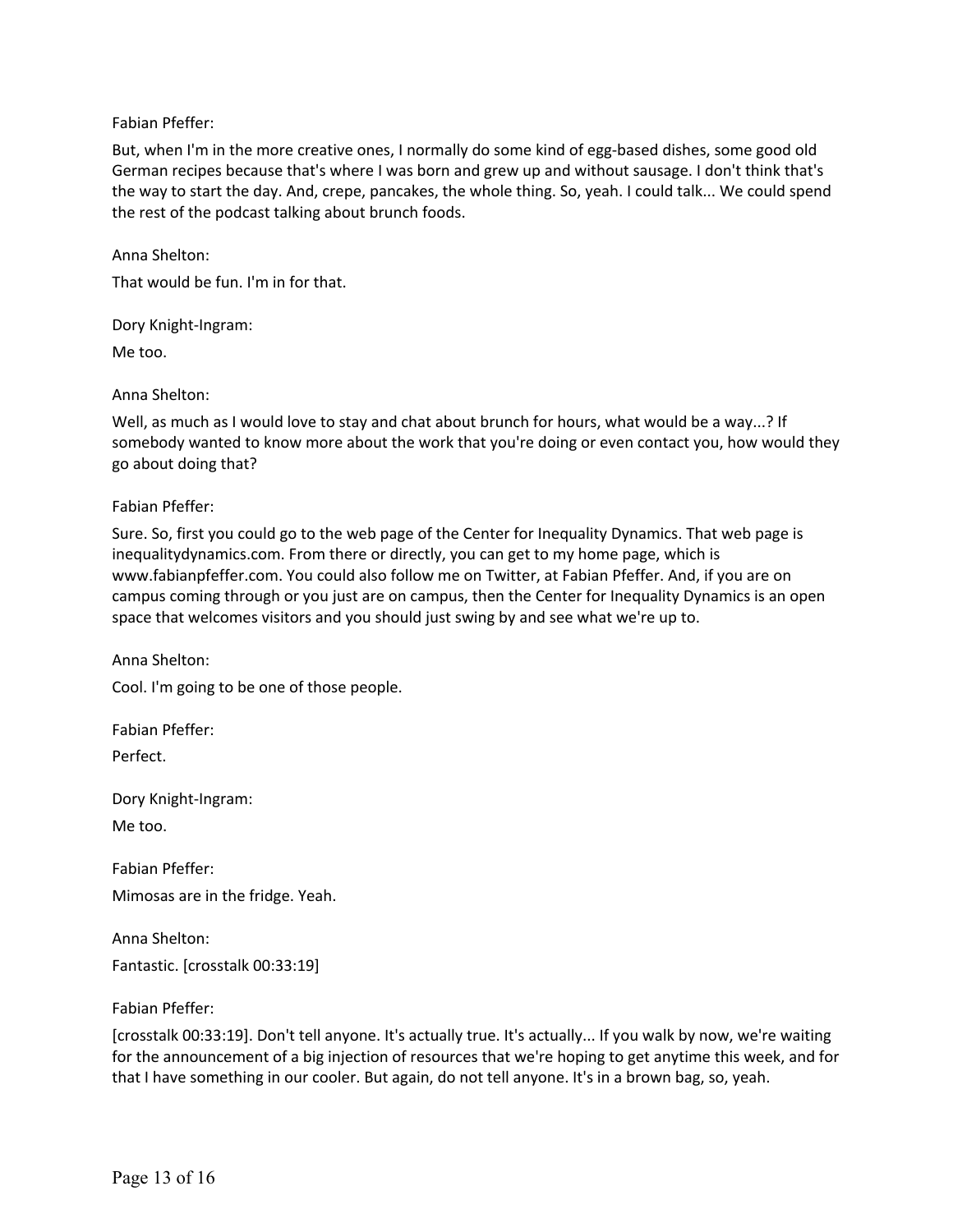Fabian Pfeffer:

But, when I'm in the more creative ones, I normally do some kind of egg-based dishes, some good old German recipes because that's where I was born and grew up and without sausage. I don't think that's the way to start the day. And, crepe, pancakes, the whole thing. So, yeah. I could talk... We could spend the rest of the podcast talking about brunch foods.

Anna Shelton:

That would be fun. I'm in for that.

Dory Knight-Ingram:

Me too.

Anna Shelton:

Well, as much as I would love to stay and chat about brunch for hours, what would be a way...? If somebody wanted to know more about the work that you're doing or even contact you, how would they go about doing that?

Fabian Pfeffer:

Sure. So, first you could go to the web page of the Center for Inequality Dynamics. That web page is inequalitydynamics.com. From there or directly, you can get to my home page, which is www.fabianpfeffer.com. You could also follow me on Twitter, at Fabian Pfeffer. And, if you are on campus coming through or you just are on campus, then the Center for Inequality Dynamics is an open space that welcomes visitors and you should just swing by and see what we're up to.

Anna Shelton:

Cool. I'm going to be one of those people.

Fabian Pfeffer:

Perfect.

Dory Knight-Ingram:

Me too.

Fabian Pfeffer:

Mimosas are in the fridge. Yeah.

Anna Shelton:

Fantastic. [crosstalk 00:33:19]

Fabian Pfeffer:

[crosstalk 00:33:19]. Don't tell anyone. It's actually true. It's actually... If you walk by now, we're waiting for the announcement of a big injection of resources that we're hoping to get anytime this week, and for that I have something in our cooler. But again, do not tell anyone. It's in a brown bag, so, yeah.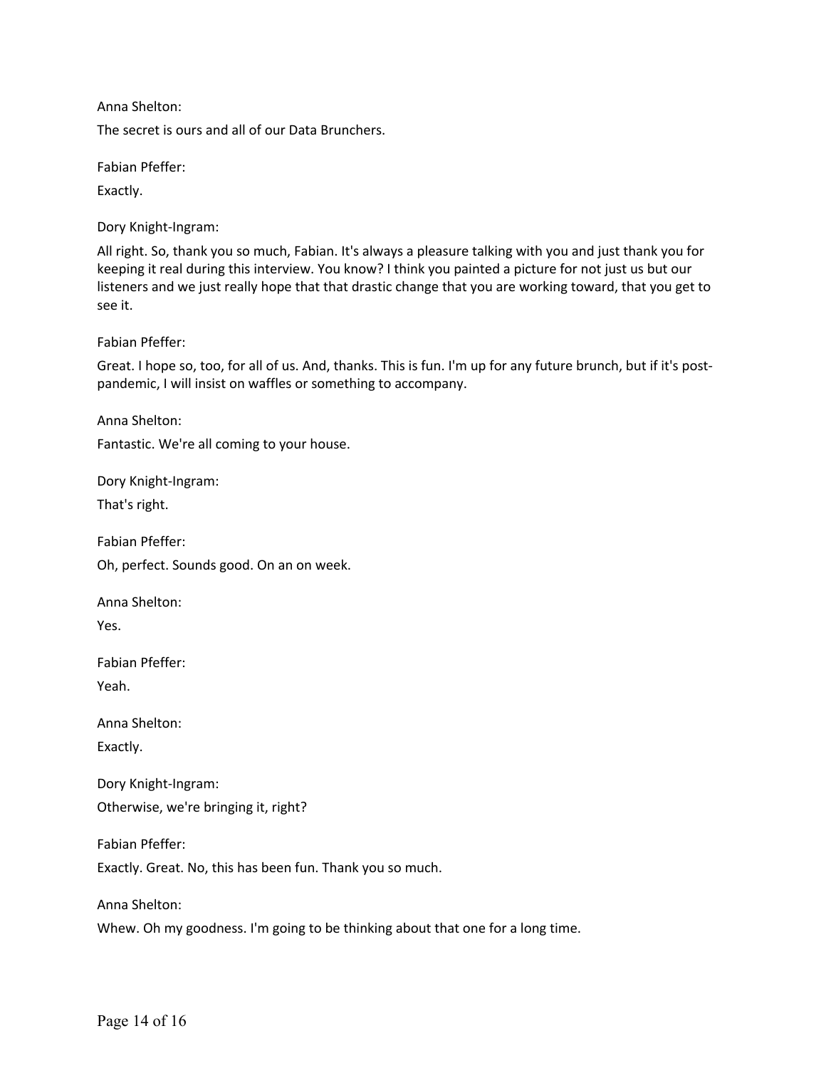Anna Shelton:

The secret is ours and all of our Data Brunchers.

Fabian Pfeffer:

Exactly.

Dory Knight-Ingram:

All right. So, thank you so much, Fabian. It's always a pleasure talking with you and just thank you for keeping it real during this interview. You know? I think you painted a picture for not just us but our listeners and we just really hope that that drastic change that you are working toward, that you get to see it.

Fabian Pfeffer:

Great. I hope so, too, for all of us. And, thanks. This is fun. I'm up for any future brunch, but if it's post-pandemic, I will insist on waffles or something to accompany.

Anna Shelton:

Fantastic. We're all coming to your house.

Dory Knight-Ingram:

That's right.

Fabian Pfeffer:

Oh, perfect. Sounds good. On an on week.

Anna Shelton:

Yes.

Fabian Pfeffer:

Yeah.

Anna Shelton:

Exactly.

Dory Knight-Ingram:

Otherwise, we're bringing it, right?

Fabian Pfeffer:

Exactly. Great. No, this has been fun. Thank you so much.

Anna Shelton:

Whew. Oh my goodness. I'm going to be thinking about that one for a long time.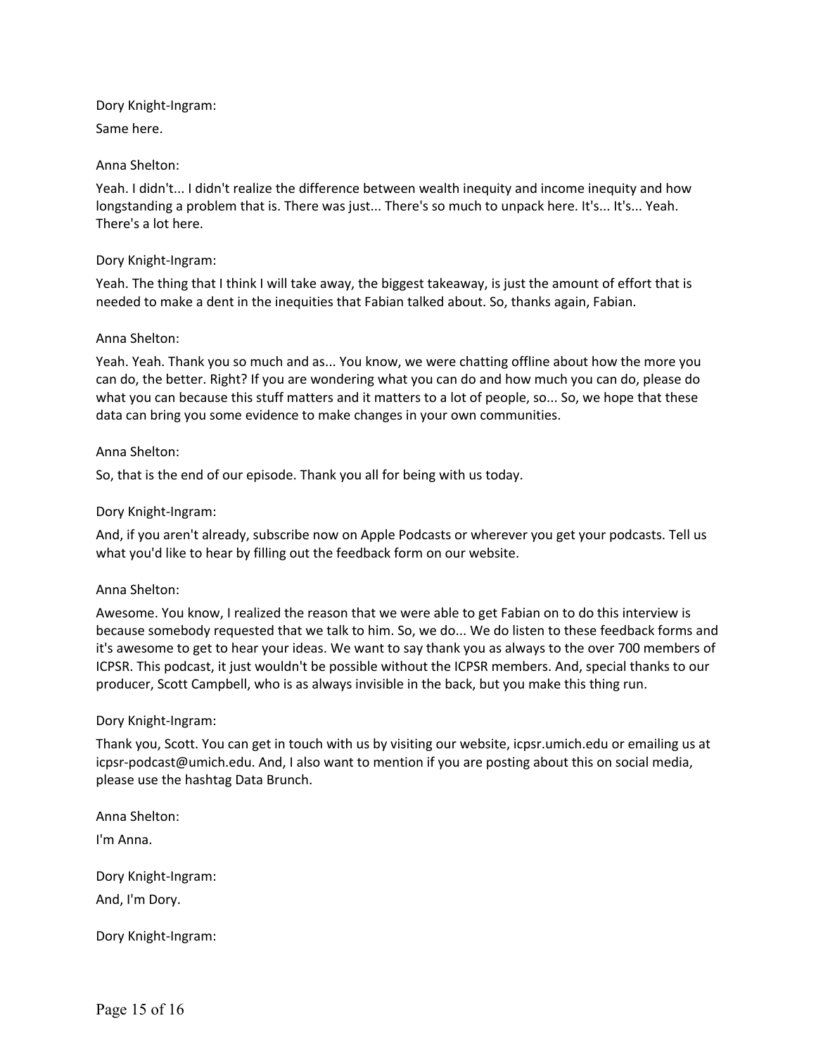Dory Knight-Ingram:

Same here.

Anna Shelton:

Yeah. I didn't... I didn't realize the difference between wealth inequity and income inequity and how longstanding a problem that is. There was just... There's so much to unpack here. It's... It's... Yeah. There's a lot here.

Dory Knight-Ingram:

Yeah. The thing that I think I will take away, the biggest takeaway, is just the amount of effort that is needed to make a dent in the inequities that Fabian talked about. So, thanks again, Fabian.

Anna Shelton:

Yeah. Yeah. Thank you so much and as... You know, we were chatting offline about how the more you can do, the better. Right? If you are wondering what you can do and how much you can do, please do what you can because this stuff matters and it matters to a lot of people, so... So, we hope that these data can bring you some evidence to make changes in your own communities.

Anna Shelton:

So, that is the end of our episode. Thank you all for being with us today.

Dory Knight-Ingram:

And, if you aren't already, subscribe now on Apple Podcasts or wherever you get your podcasts. Tell us what you'd like to hear by filling out the feedback form on our website.

Anna Shelton:

Awesome. You know, I realized the reason that we were able to get Fabian on to do this interview is because somebody requested that we talk to him. So, we do... We do listen to these feedback forms and it's awesome to get to hear your ideas. We want to say thank you as always to the over 700 members of ICPSR. This podcast, it just wouldn't be possible without the ICPSR members. And, special thanks to our producer, Scott Campbell, who is as always invisible in the back, but you make this thing run.

Dory Knight-Ingram:

Thank you, Scott. You can get in touch with us by visiting our website, icpsr.umich.edu or emailing us at icpsr-podcast@umich.edu. And, I also want to mention if you are posting about this on social media, please use the hashtag Data Brunch.

Anna Shelton:

I'm Anna.

Dory Knight-Ingram:

And, I'm Dory.

Dory Knight-Ingram: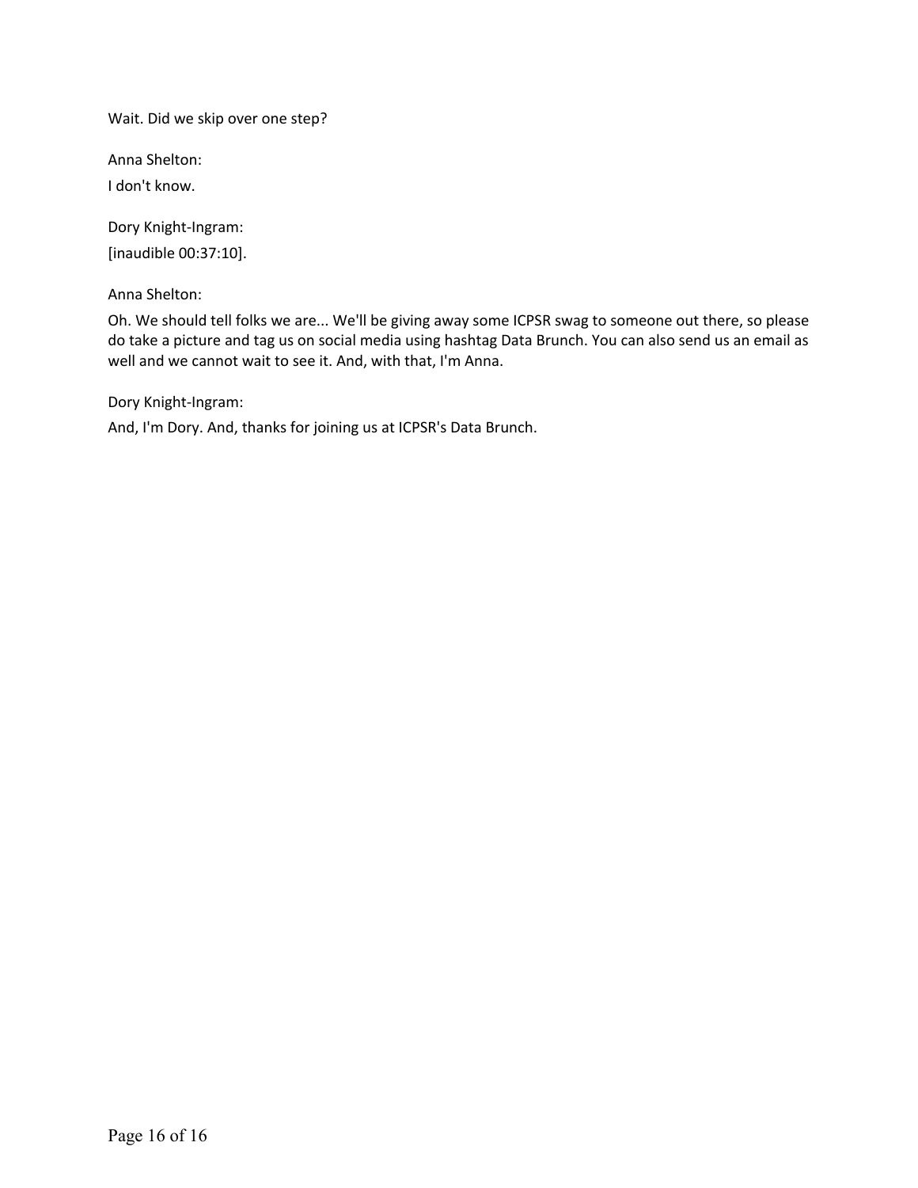Wait. Did we skip over one step?

Anna Shelton:

I don't know.

Dory Knight-Ingram:

[inaudible 00:37:10].

Anna Shelton:

Oh. We should tell folks we are... We'll be giving away some ICPSR swag to someone out there, so please do take a picture and tag us on social media using hashtag Data Brunch. You can also send us an email as well and we cannot wait to see it. And, with that, I'm Anna.

Dory Knight-Ingram:

And, I'm Dory. And, thanks for joining us at ICPSR's Data Brunch.